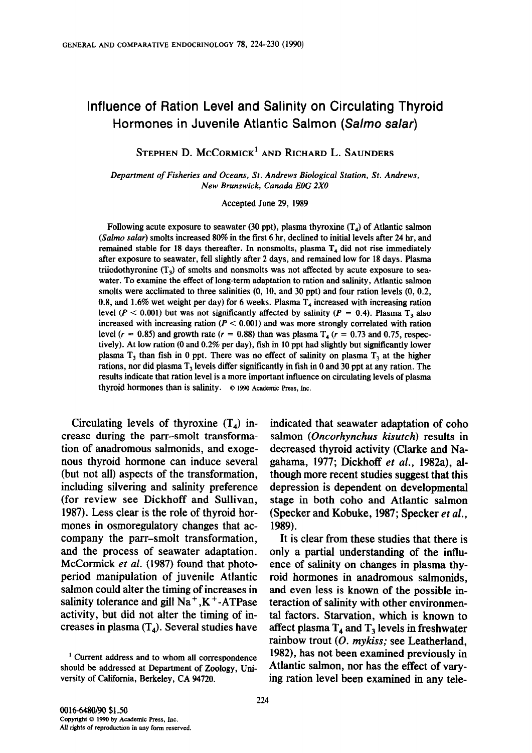# Influence of Ration Level and Salinity on Circulating Thyroid Hormones in Juvenile Atlantic Salmon (*Salmo salar*)

STEPHEN D. MCCORMICK[1] AND RICHARD L. SAUNDERS

*Department of Fisheries and Oceans, St. Andrews Biological Station, St. Andrews, New Brunswick, Canada E0G 2X0*

Accepted June 29, 1989

Following acute exposure to seawater (30 ppt), plasma thyroxine ($T_4$) of Atlantic salmon (*Salmo salar*) smolts increased 80% in the first 6 hr, declined to initial levels after 24 hr, and remained stable for 18 days thereafter. In nonsmolts, plasma $T_4$ did not rise immediately after exposure to seawater, fell slightly after 2 days, and remained low for 18 days. Plasma triiodothyronine ($T_3$) of smolts and nonsmolts was not affected by acute exposure to seawater. To examine the effect of long-term adaptation to ration and salinity, Atlantic salmon smolts were acclimated to three salinities (0, 10, and 30 ppt) and four ration levels (0, 0.2, 0.8, and 1.6% wet weight per day) for 6 weeks. Plasma $T_4$ increased with increasing ration level ($P < 0.001$) but was not significantly affected by salinity ($P = 0.4$). Plasma $T_3$ also increased with increasing ration ($P < 0.001$) and was more strongly correlated with ration level ($r = 0.85$) and growth rate ($r = 0.88$) than was plasma $T_4$ ($r = 0.73$ and 0.75, respectively). At low ration (0 and 0.2% per day), fish in 10 ppt had slightly but significantly lower plasma $T_3$ than fish in 0 ppt. There was no effect of salinity on plasma $T_3$ at the higher rations, nor did plasma $T_3$ levels differ significantly in fish in 0 and 30 ppt at any ration. The results indicate that ration level is a more important influence on circulating levels of plasma thyroid hormones than is salinity. © 1990 Academic Press, Inc.

Circulating levels of thyroxine ($T_4$) increase during the parr–smolt transformation of anadromous salmonids, and exogenous thyroid hormone can induce several (but not all) aspects of the transformation, including silvering and salinity preference (for review see Dickhoff and Sullivan, 1987). Less clear is the role of thyroid hormones in osmoregulatory changes that accompany the parr–smolt transformation, and the process of seawater adaptation. McCormick *et al.* (1987) found that photoperiod manipulation of juvenile Atlantic salmon could alter the timing of increases in salinity tolerance and gill $Na^+,K^+$-ATPase activity, but did not alter the timing of increases in plasma ($T_4$). Several studies have indicated that seawater adaptation of coho salmon (*Oncorhynchus kisutch*) results in decreased thyroid activity (Clarke and Nagahama, 1977; Dickhoff *et al.*, 1982a), although more recent studies suggest that this depression is dependent on developmental stage in both coho and Atlantic salmon (Specker and Kobuke, 1987; Specker *et al.*, 1989).

It is clear from these studies that there is only a partial understanding of the influence of salinity on changes in plasma thyroid hormones in anadromous salmonids, and even less is known of the possible interaction of salinity with other environmental factors. Starvation, which is known to affect plasma $T_4$ and $T_3$ levels in freshwater rainbow trout (*O. mykiss;* see Leatherland, 1982), has not been examined previously in Atlantic salmon, nor has the effect of varying ration level been examined in any tele-

[1] Current address and to whom all correspondence should be addressed at Department of Zoology, University of California, Berkeley, CA 94720.

0016-6480/90 $1.50
Copyright © 1990 by Academic Press, Inc.
All rights of reproduction in any form reserved.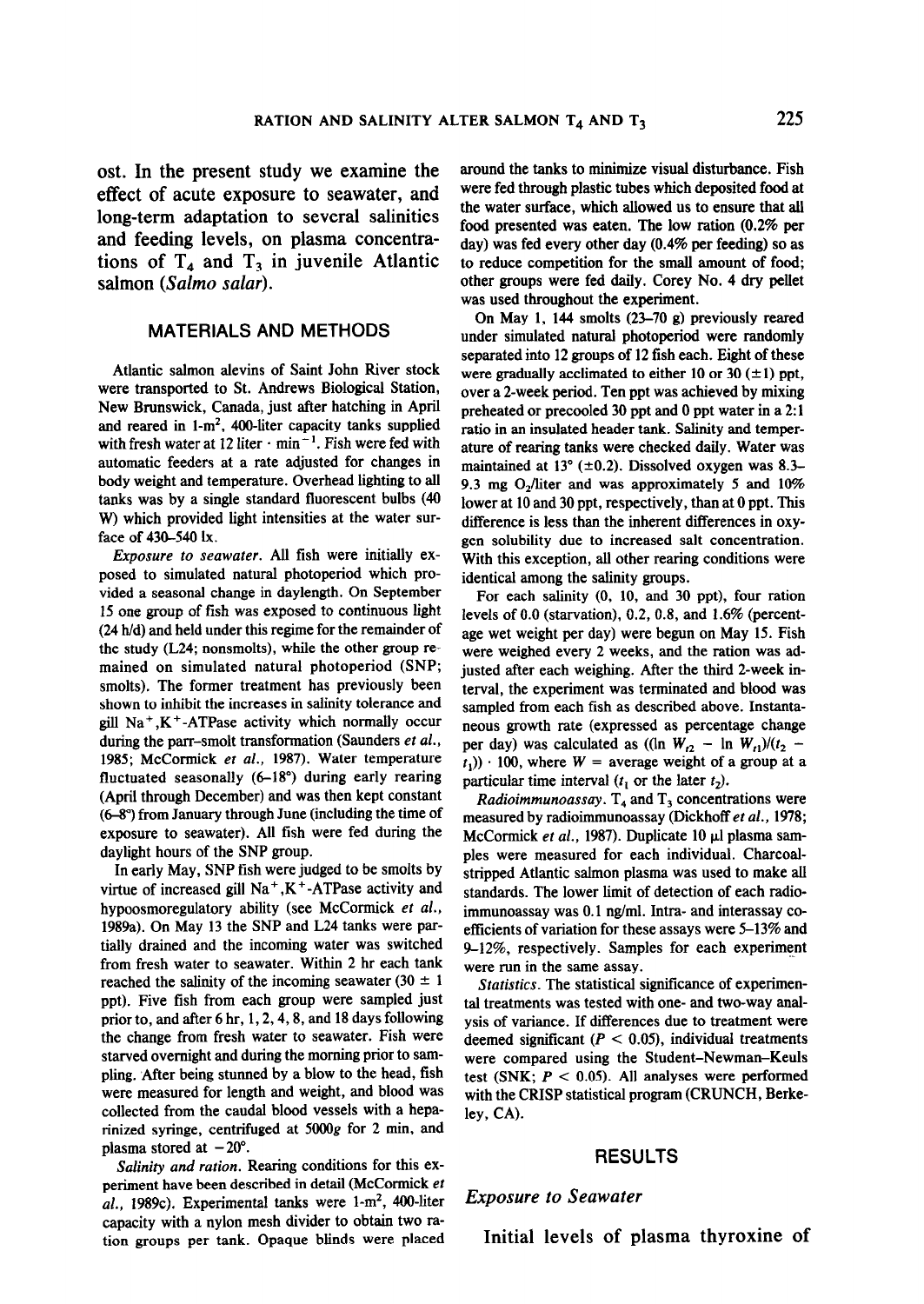ost. In the present study we examine the effect of acute exposure to seawater, and long-term adaptation to several salinities and feeding levels, on plasma concentrations of $T_4$ and $T_3$ in juvenile Atlantic salmon (*Salmo salar*).

## MATERIALS AND METHODS

Atlantic salmon alevins of Saint John River stock were transported to St. Andrews Biological Station, New Brunswick, Canada, just after hatching in April and reared in 1-$m^2$, 400-liter capacity tanks supplied with fresh water at 12 liter · $min^{-1}$. Fish were fed with automatic feeders at a rate adjusted for changes in body weight and temperature. Overhead lighting to all tanks was by a single standard fluorescent bulbs (40 W) which provided light intensities at the water surface of 430–540 lx.

*Exposure to seawater.* All fish were initially exposed to simulated natural photoperiod which provided a seasonal change in daylength. On September 15 one group of fish was exposed to continuous light (24 h/d) and held under this regime for the remainder of the study (L24; nonsmolts), while the other group remained on simulated natural photoperiod (SNP; smolts). The former treatment has previously been shown to inhibit the increases in salinity tolerance and gill $Na^+,K^+$-ATPase activity which normally occur during the parr–smolt transformation (Saunders *et al.*, 1985; McCormick *et al.*, 1987). Water temperature fluctuated seasonally (6–18°) during early rearing (April through December) and was then kept constant (6–8°) from January through June (including the time of exposure to seawater). All fish were fed during the daylight hours of the SNP group.

In early May, SNP fish were judged to be smolts by virtue of increased gill $Na^+,K^+$-ATPase activity and hypoosmoregulatory ability (see McCormick *et al.*, 1989a). On May 13 the SNP and L24 tanks were partially drained and the incoming water was switched from fresh water to seawater. Within 2 hr each tank reached the salinity of the incoming seawater (30 ± 1 ppt). Five fish from each group were sampled just prior to, and after 6 hr, 1, 2, 4, 8, and 18 days following the change from fresh water to seawater. Fish were starved overnight and during the morning prior to sampling. After being stunned by a blow to the head, fish were measured for length and weight, and blood was collected from the caudal blood vessels with a heparinized syringe, centrifuged at 5000*g* for 2 min, and plasma stored at −20°.

*Salinity and ration.* Rearing conditions for this experiment have been described in detail (McCormick *et al.*, 1989c). Experimental tanks were 1-$m^2$, 400-liter capacity with a nylon mesh divider to obtain two ration groups per tank. Opaque blinds were placed around the tanks to minimize visual disturbance. Fish were fed through plastic tubes which deposited food at the water surface, which allowed us to ensure that all food presented was eaten. The low ration (0.2% per day) was fed every other day (0.4% per feeding) so as to reduce competition for the small amount of food; other groups were fed daily. Corey No. 4 dry pellet was used throughout the experiment.

On May 1, 144 smolts (23–70 g) previously reared under simulated natural photoperiod were randomly separated into 12 groups of 12 fish each. Eight of these were gradually acclimated to either 10 or 30 (±1) ppt, over a 2-week period. Ten ppt was achieved by mixing preheated or precooled 30 ppt and 0 ppt water in a 2:1 ratio in an insulated header tank. Salinity and temperature of rearing tanks were checked daily. Water was maintained at 13° (±0.2). Dissolved oxygen was 8.3–9.3 mg $O_2$/liter and was approximately 5 and 10% lower at 10 and 30 ppt, respectively, than at 0 ppt. This difference is less than the inherent differences in oxygen solubility due to increased salt concentration. With this exception, all other rearing conditions were identical among the salinity groups.

For each salinity (0, 10, and 30 ppt), four ration levels of 0.0 (starvation), 0.2, 0.8, and 1.6% (percentage wet weight per day) were begun on May 15. Fish were weighed every 2 weeks, and the ration was adjusted after each weighing. After the third 2-week interval, the experiment was terminated and blood was sampled from each fish as described above. Instantaneous growth rate (expressed as percentage change per day) was calculated as $((\ln W_{t2} - \ln W_{t1})/(t_2 - t_1)) \cdot 100$, where $W$ = average weight of a group at a particular time interval ($t_1$ or the later $t_2$).

*Radioimmunoassay.* $T_4$ and $T_3$ concentrations were measured by radioimmunoassay (Dickhoff *et al.*, 1978; McCormick *et al.*, 1987). Duplicate 10 µl plasma samples were measured for each individual. Charcoal-stripped Atlantic salmon plasma was used to make all standards. The lower limit of detection of each radioimmunoassay was 0.1 ng/ml. Intra- and interassay coefficients of variation for these assays were 5–13% and 9–12%, respectively. Samples for each experiment were run in the same assay.

*Statistics.* The statistical significance of experimental treatments was tested with one- and two-way analysis of variance. If differences due to treatment were deemed significant ($P < 0.05$), individual treatments were compared using the Student–Newman–Keuls test (SNK; $P < 0.05$). All analyses were performed with the CRISP statistical program (CRUNCH, Berkeley, CA).

## RESULTS

### *Exposure to Seawater*

Initial levels of plasma thyroxine of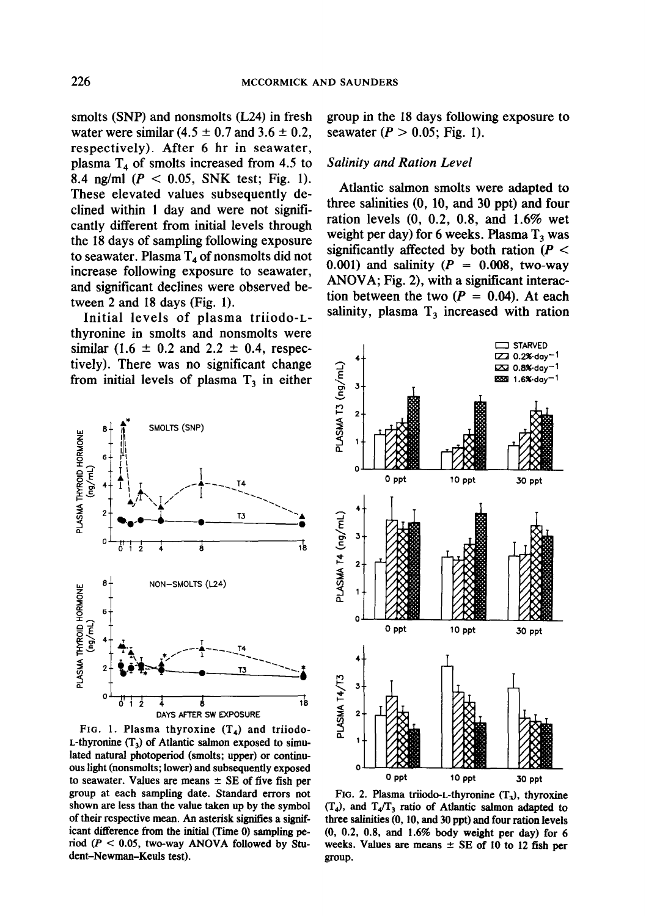smolts (SNP) and nonsmolts (L24) in fresh water were similar (4.5 ± 0.7 and 3.6 ± 0.2, respectively). After 6 hr in seawater, plasma $T_4$ of smolts increased from 4.5 to 8.4 ng/ml ($P < 0.05$, SNK test; Fig. 1). These elevated values subsequently declined within 1 day and were not significantly different from initial levels through the 18 days of sampling following exposure to seawater. Plasma $T_4$ of nonsmolts did not increase following exposure to seawater, and significant declines were observed between 2 and 18 days (Fig. 1).

Initial levels of plasma triiodo-L-thyronine in smolts and nonsmolts were similar (1.6 ± 0.2 and 2.2 ± 0.4, respectively). There was no significant change from initial levels of plasma $T_3$ in either group in the 18 days following exposure to seawater ($P > 0.05$; Fig. 1).

FIG. 1. Plasma thyroxine ($T_4$) and triiodo-L-thyronine ($T_3$) of Atlantic salmon exposed to simulated natural photoperiod (smolts; upper) or continuous light (nonsmolts; lower) and subsequently exposed to seawater. Values are means ± SE of five fish per group at each sampling date. Standard errors not shown are less than the value taken up by the symbol of their respective mean. An asterisk signifies a significant difference from the initial (Time 0) sampling period ($P < 0.05$, two-way ANOVA followed by Student–Newman–Keuls test).

### Salinity and Ration Level

Atlantic salmon smolts were adapted to three salinities (0, 10, and 30 ppt) and four ration levels (0, 0.2, 0.8, and 1.6% wet weight per day) for 6 weeks. Plasma $T_3$ was significantly affected by both ration ($P < 0.001$) and salinity ($P = 0.008$, two-way ANOVA; Fig. 2), with a significant interaction between the two ($P = 0.04$). At each salinity, plasma $T_3$ increased with ration

FIG. 2. Plasma triiodo-L-thyronine ($T_3$), thyroxine ($T_4$), and $T_4/T_3$ ratio of Atlantic salmon adapted to three salinities (0, 10, and 30 ppt) and four ration levels (0, 0.2, 0.8, and 1.6% body weight per day) for 6 weeks. Values are means ± SE of 10 to 12 fish per group.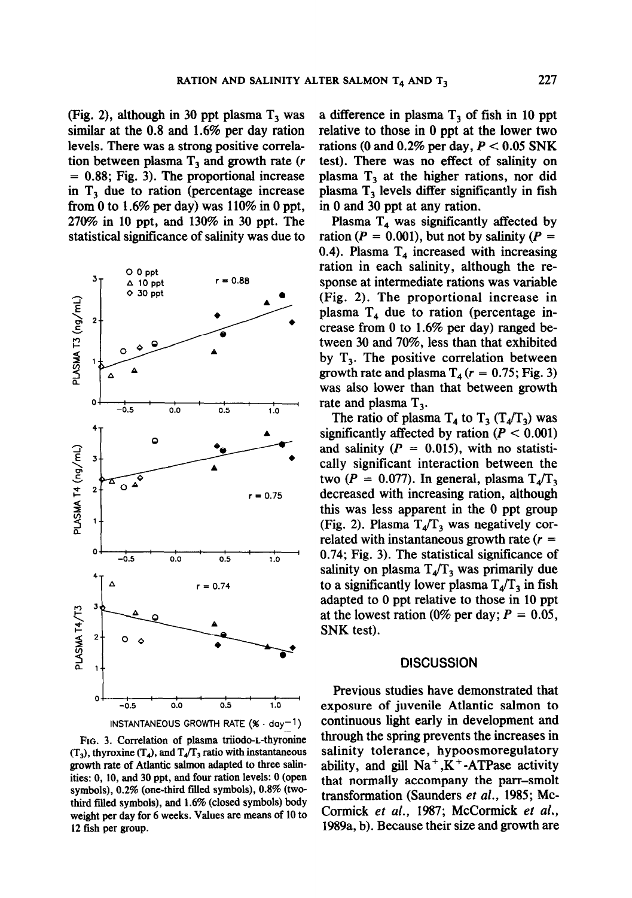(Fig. 2), although in 30 ppt plasma $T_3$ was similar at the 0.8 and 1.6% per day ration levels. There was a strong positive correlation between plasma $T_3$ and growth rate ($r = 0.88$; Fig. 3). The proportional increase in $T_3$ due to ration (percentage increase from 0 to 1.6% per day) was 110% in 0 ppt, 270% in 10 ppt, and 130% in 30 ppt. The statistical significance of salinity was due to a difference in plasma $T_3$ of fish in 10 ppt relative to those in 0 ppt at the lower two rations (0 and 0.2% per day, $P < 0.05$ SNK test). There was no effect of salinity on plasma $T_3$ at the higher rations, nor did plasma $T_3$ levels differ significantly in fish in 0 and 30 ppt at any ration.

FIG. 3. Correlation of plasma triiodo-L-thyronine ($T_3$), thyroxine ($T_4$), and $T_4/T_3$ ratio with instantaneous growth rate of Atlantic salmon adapted to three salinities: 0, 10, and 30 ppt, and four ration levels: 0 (open symbols), 0.2% (one-third filled symbols), 0.8% (two-third filled symbols), and 1.6% (closed symbols) body weight per day for 6 weeks. Values are means of 10 to 12 fish per group.

Plasma $T_4$ was significantly affected by ration ($P = 0.001$), but not by salinity ($P = 0.4$). Plasma $T_4$ increased with increasing ration in each salinity, although the response at intermediate rations was variable (Fig. 2). The proportional increase in plasma $T_4$ due to ration (percentage increase from 0 to 1.6% per day) ranged between 30 and 70%, less than that exhibited by $T_3$. The positive correlation between growth rate and plasma $T_4$ ($r = 0.75$; Fig. 3) was also lower than that between growth rate and plasma $T_3$.

The ratio of plasma $T_4$ to $T_3$ ($T_4/T_3$) was significantly affected by ration ($P < 0.001$) and salinity ($P = 0.015$), with no statistically significant interaction between the two ($P = 0.077$). In general, plasma $T_4/T_3$ decreased with increasing ration, although this was less apparent in the 0 ppt group (Fig. 2). Plasma $T_4/T_3$ was negatively correlated with instantaneous growth rate ($r = 0.74$; Fig. 3). The statistical significance of salinity on plasma $T_4/T_3$ was primarily due to a significantly lower plasma $T_4/T_3$ in fish adapted to 0 ppt relative to those in 10 ppt at the lowest ration (0% per day; $P = 0.05$, SNK test).

## DISCUSSION

Previous studies have demonstrated that exposure of juvenile Atlantic salmon to continuous light early in development and through the spring prevents the increases in salinity tolerance, hypoosmoregulatory ability, and gill $Na^+,K^+$-ATPase activity that normally accompany the parr–smolt transformation (Saunders *et al.*, 1985; McCormick *et al.*, 1987; McCormick *et al.*, 1989a, b). Because their size and growth are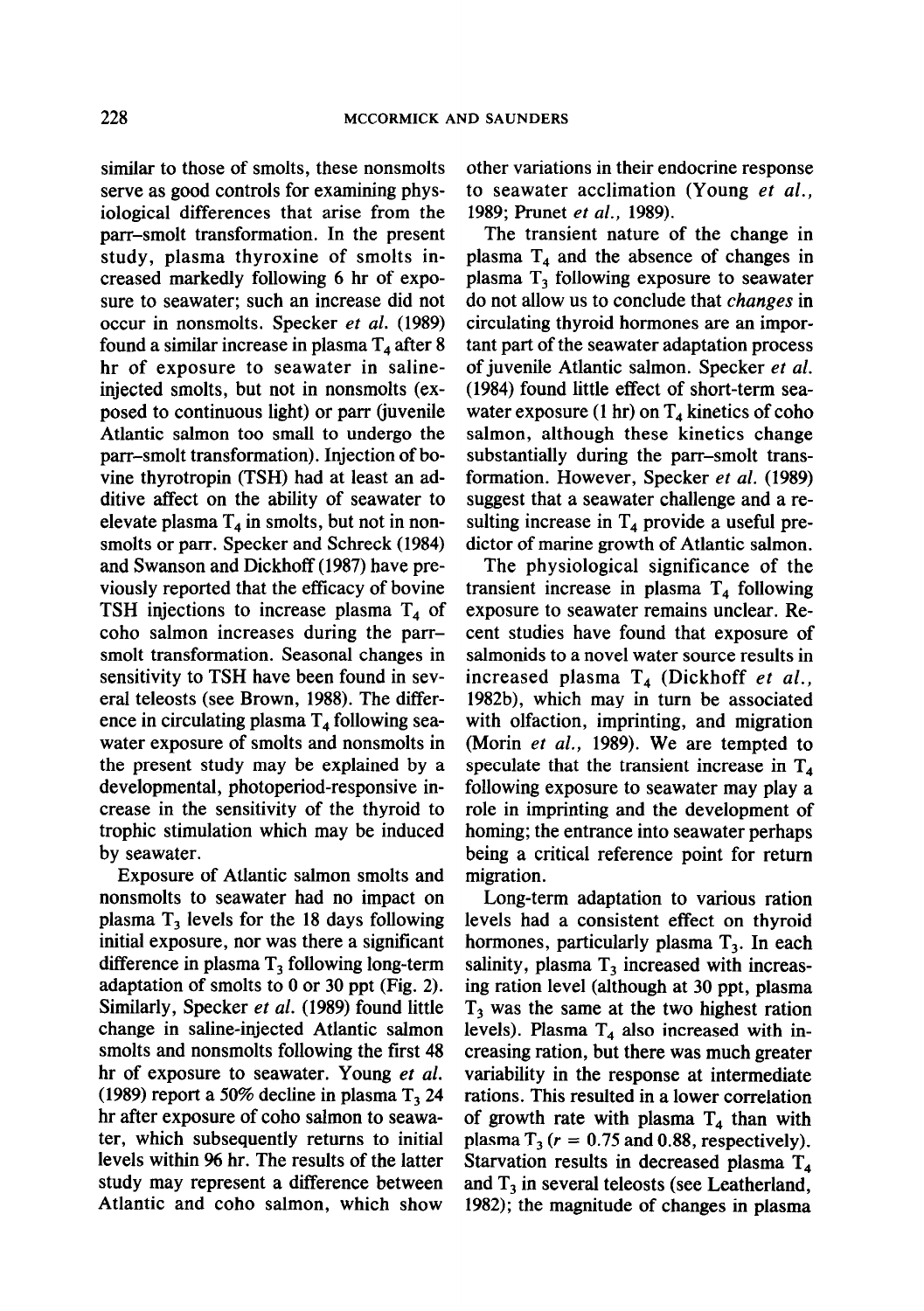similar to those of smolts, these nonsmolts serve as good controls for examining physiological differences that arise from the parr–smolt transformation. In the present study, plasma thyroxine of smolts increased markedly following 6 hr of exposure to seawater; such an increase did not occur in nonsmolts. Specker *et al.* (1989) found a similar increase in plasma $T_4$ after 8 hr of exposure to seawater in saline-injected smolts, but not in nonsmolts (exposed to continuous light) or parr (juvenile Atlantic salmon too small to undergo the parr–smolt transformation). Injection of bovine thyrotropin (TSH) had at least an additive affect on the ability of seawater to elevate plasma $T_4$ in smolts, but not in nonsmolts or parr. Specker and Schreck (1984) and Swanson and Dickhoff (1987) have previously reported that the efficacy of bovine TSH injections to increase plasma $T_4$ of coho salmon increases during the parr–smolt transformation. Seasonal changes in sensitivity to TSH have been found in several teleosts (see Brown, 1988). The difference in circulating plasma $T_4$ following seawater exposure of smolts and nonsmolts in the present study may be explained by a developmental, photoperiod-responsive increase in the sensitivity of the thyroid to trophic stimulation which may be induced by seawater.

Exposure of Atlantic salmon smolts and nonsmolts to seawater had no impact on plasma $T_3$ levels for the 18 days following initial exposure, nor was there a significant difference in plasma $T_3$ following long-term adaptation of smolts to 0 or 30 ppt (Fig. 2). Similarly, Specker *et al.* (1989) found little change in saline-injected Atlantic salmon smolts and nonsmolts following the first 48 hr of exposure to seawater. Young *et al.* (1989) report a 50% decline in plasma $T_3$ 24 hr after exposure of coho salmon to seawater, which subsequently returns to initial levels within 96 hr. The results of the latter study may represent a difference between Atlantic and coho salmon, which show other variations in their endocrine response to seawater acclimation (Young *et al.*, 1989; Prunet *et al.*, 1989).

The transient nature of the change in plasma $T_4$ and the absence of changes in plasma $T_3$ following exposure to seawater do not allow us to conclude that *changes* in circulating thyroid hormones are an important part of the seawater adaptation process of juvenile Atlantic salmon. Specker *et al.* (1984) found little effect of short-term seawater exposure (1 hr) on $T_4$ kinetics of coho salmon, although these kinetics change substantially during the parr–smolt transformation. However, Specker *et al.* (1989) suggest that a seawater challenge and a resulting increase in $T_4$ provide a useful predictor of marine growth of Atlantic salmon.

The physiological significance of the transient increase in plasma $T_4$ following exposure to seawater remains unclear. Recent studies have found that exposure of salmonids to a novel water source results in increased plasma $T_4$ (Dickhoff *et al.*, 1982b), which may in turn be associated with olfaction, imprinting, and migration (Morin *et al.*, 1989). We are tempted to speculate that the transient increase in $T_4$ following exposure to seawater may play a role in imprinting and the development of homing; the entrance into seawater perhaps being a critical reference point for return migration.

Long-term adaptation to various ration levels had a consistent effect on thyroid hormones, particularly plasma $T_3$. In each salinity, plasma $T_3$ increased with increasing ration level (although at 30 ppt, plasma $T_3$ was the same at the two highest ration levels). Plasma $T_4$ also increased with increasing ration, but there was much greater variability in the response at intermediate rations. This resulted in a lower correlation of growth rate with plasma $T_4$ than with plasma $T_3$ ($r = 0.75$ and $0.88$, respectively). Starvation results in decreased plasma $T_4$ and $T_3$ in several teleosts (see Leatherland, 1982); the magnitude of changes in plasma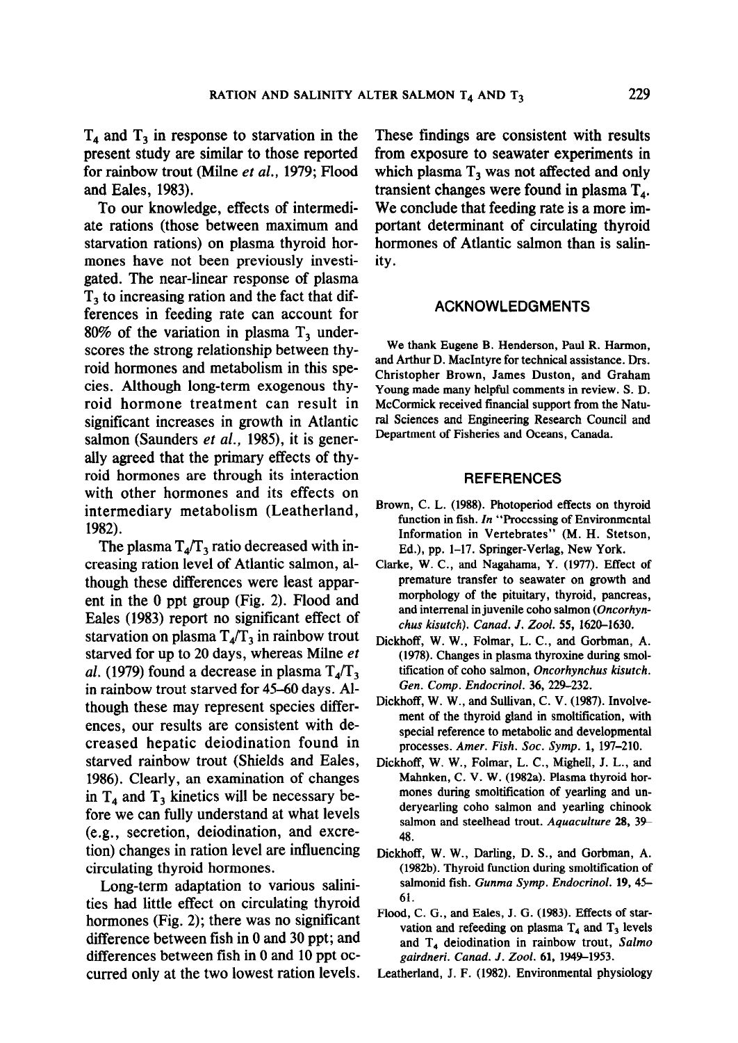$T_4$ and $T_3$ in response to starvation in the present study are similar to those reported for rainbow trout (Milne *et al.*, 1979; Flood and Eales, 1983).

To our knowledge, effects of intermediate rations (those between maximum and starvation rations) on plasma thyroid hormones have not been previously investigated. The near-linear response of plasma $T_3$ to increasing ration and the fact that differences in feeding rate can account for 80% of the variation in plasma $T_3$ underscores the strong relationship between thyroid hormones and metabolism in this species. Although long-term exogenous thyroid hormone treatment can result in significant increases in growth in Atlantic salmon (Saunders *et al.*, 1985), it is generally agreed that the primary effects of thyroid hormones are through its interaction with other hormones and its effects on intermediary metabolism (Leatherland, 1982).

The plasma $T_4/T_3$ ratio decreased with increasing ration level of Atlantic salmon, although these differences were least apparent in the 0 ppt group (Fig. 2). Flood and Eales (1983) report no significant effect of starvation on plasma $T_4/T_3$ in rainbow trout starved for up to 20 days, whereas Milne *et al.* (1979) found a decrease in plasma $T_4/T_3$ in rainbow trout starved for 45–60 days. Although these may represent species differences, our results are consistent with decreased hepatic deiodination found in starved rainbow trout (Shields and Eales, 1986). Clearly, an examination of changes in $T_4$ and $T_3$ kinetics will be necessary before we can fully understand at what levels (e.g., secretion, deiodination, and excretion) changes in ration level are influencing circulating thyroid hormones.

Long-term adaptation to various salinities had little effect on circulating thyroid hormones (Fig. 2); there was no significant difference between fish in 0 and 30 ppt; and differences between fish in 0 and 10 ppt occurred only at the two lowest ration levels. These findings are consistent with results from exposure to seawater experiments in which plasma $T_3$ was not affected and only transient changes were found in plasma $T_4$. We conclude that feeding rate is a more important determinant of circulating thyroid hormones of Atlantic salmon than is salinity.

## ACKNOWLEDGMENTS

We thank Eugene B. Henderson, Paul R. Harmon, and Arthur D. MacIntyre for technical assistance. Drs. Christopher Brown, James Duston, and Graham Young made many helpful comments in review. S. D. McCormick received financial support from the Natural Sciences and Engineering Research Council and Department of Fisheries and Oceans, Canada.

## REFERENCES

Brown, C. L. (1988). Photoperiod effects on thyroid function in fish. *In* "Processing of Environmental Information in Vertebrates" (M. H. Stetson, Ed.), pp. 1–17. Springer-Verlag, New York.

Clarke, W. C., and Nagahama, Y. (1977). Effect of premature transfer to seawater on growth and morphology of the pituitary, thyroid, pancreas, and interrenal in juvenile coho salmon (*Oncorhynchus kisutch*). *Canad. J. Zool.* **55**, 1620–1630.

Dickhoff, W. W., Folmar, L. C., and Gorbman, A. (1978). Changes in plasma thyroxine during smoltification of coho salmon, *Oncorhynchus kisutch*. *Gen. Comp. Endocrinol.* **36**, 229–232.

Dickhoff, W. W., and Sullivan, C. V. (1987). Involvement of the thyroid gland in smoltification, with special reference to metabolic and developmental processes. *Amer. Fish. Soc. Symp.* **1**, 197–210.

Dickhoff, W. W., Folmar, L. C., Mighell, J. L., and Mahnken, C. V. W. (1982a). Plasma thyroid hormones during smoltification of yearling and underyearling coho salmon and yearling chinook salmon and steelhead trout. *Aquaculture* **28**, 39–48.

Dickhoff, W. W., Darling, D. S., and Gorbman, A. (1982b). Thyroid function during smoltification of salmonid fish. *Gunma Symp. Endocrinol.* **19**, 45–61.

Flood, C. G., and Eales, J. G. (1983). Effects of starvation and refeeding on plasma $T_4$ and $T_3$ levels and $T_4$ deiodination in rainbow trout, *Salmo gairdneri*. *Canad. J. Zool.* **61**, 1949–1953.

Leatherland, J. F. (1982). Environmental physiology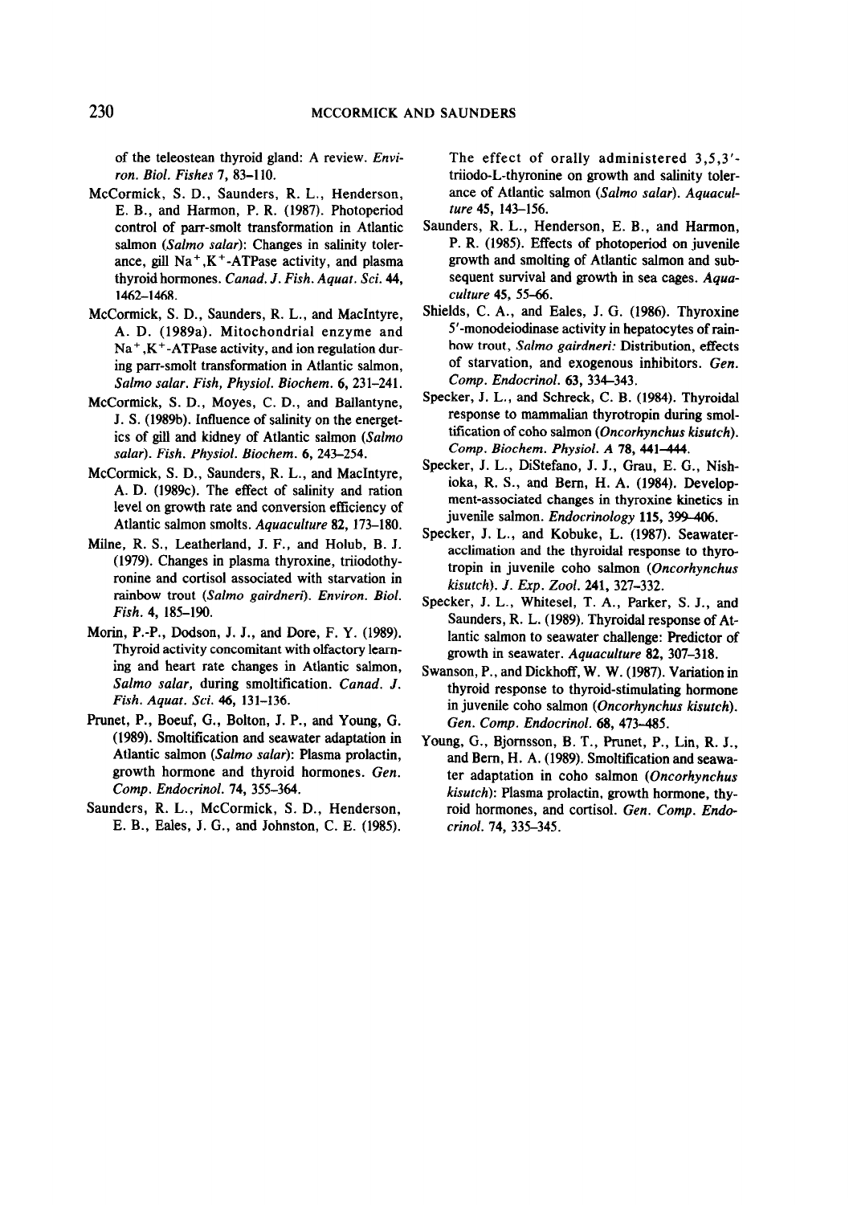of the teleostean thyroid gland: A review. *Environ. Biol. Fishes* 7, 83–110.

McCormick, S. D., Saunders, R. L., Henderson, E. B., and Harmon, P. R. (1987). Photoperiod control of parr-smolt transformation in Atlantic salmon (*Salmo salar*): Changes in salinity tolerance, gill $Na^+,K^+$-ATPase activity, and plasma thyroid hormones. *Canad. J. Fish. Aquat. Sci.* 44, 1462–1468.

McCormick, S. D., Saunders, R. L., and MacIntyre, A. D. (1989a). Mitochondrial enzyme and $Na^+,K^+$-ATPase activity, and ion regulation during parr-smolt transformation in Atlantic salmon, *Salmo salar*. *Fish, Physiol. Biochem.* 6, 231–241.

McCormick, S. D., Moyes, C. D., and Ballantyne, J. S. (1989b). Influence of salinity on the energetics of gill and kidney of Atlantic salmon (*Salmo salar*). *Fish. Physiol. Biochem.* 6, 243–254.

McCormick, S. D., Saunders, R. L., and MacIntyre, A. D. (1989c). The effect of salinity and ration level on growth rate and conversion efficiency of Atlantic salmon smolts. *Aquaculture* 82, 173–180.

Milne, R. S., Leatherland, J. F., and Holub, B. J. (1979). Changes in plasma thyroxine, triiodothyronine and cortisol associated with starvation in rainbow trout (*Salmo gairdneri*). *Environ. Biol. Fish.* 4, 185–190.

Morin, P.-P., Dodson, J. J., and Dore, F. Y. (1989). Thyroid activity concomitant with olfactory learning and heart rate changes in Atlantic salmon, *Salmo salar*, during smoltification. *Canad. J. Fish. Aquat. Sci.* 46, 131–136.

Prunet, P., Boeuf, G., Bolton, J. P., and Young, G. (1989). Smoltification and seawater adaptation in Atlantic salmon (*Salmo salar*): Plasma prolactin, growth hormone and thyroid hormones. *Gen. Comp. Endocrinol.* 74, 355–364.

Saunders, R. L., McCormick, S. D., Henderson, E. B., Eales, J. G., and Johnston, C. E. (1985). The effect of orally administered 3,5,3′-triiodo-L-thyronine on growth and salinity tolerance of Atlantic salmon (*Salmo salar*). *Aquaculture* 45, 143–156.

Saunders, R. L., Henderson, E. B., and Harmon, P. R. (1985). Effects of photoperiod on juvenile growth and smolting of Atlantic salmon and subsequent survival and growth in sea cages. *Aquaculture* 45, 55–66.

Shields, C. A., and Eales, J. G. (1986). Thyroxine 5′-monodeiodinase activity in hepatocytes of rainbow trout, *Salmo gairdneri*: Distribution, effects of starvation, and exogenous inhibitors. *Gen. Comp. Endocrinol.* 63, 334–343.

Specker, J. L., and Schreck, C. B. (1984). Thyroidal response to mammalian thyrotropin during smoltification of coho salmon (*Oncorhynchus kisutch*). *Comp. Biochem. Physiol. A* 78, 441–444.

Specker, J. L., DiStefano, J. J., Grau, E. G., Nishioka, R. S., and Bern, H. A. (1984). Development-associated changes in thyroxine kinetics in juvenile salmon. *Endocrinology* 115, 399–406.

Specker, J. L., and Kobuke, L. (1987). Seawater-acclimation and the thyroidal response to thyrotropin in juvenile coho salmon (*Oncorhynchus kisutch*). *J. Exp. Zool.* 241, 327–332.

Specker, J. L., Whitesel, T. A., Parker, S. J., and Saunders, R. L. (1989). Thyroidal response of Atlantic salmon to seawater challenge: Predictor of growth in seawater. *Aquaculture* 82, 307–318.

Swanson, P., and Dickhoff, W. W. (1987). Variation in thyroid response to thyroid-stimulating hormone in juvenile coho salmon (*Oncorhynchus kisutch*). *Gen. Comp. Endocrinol.* 68, 473–485.

Young, G., Bjornsson, B. T., Prunet, P., Lin, R. J., and Bern, H. A. (1989). Smoltification and seawater adaptation in coho salmon (*Oncorhynchus kisutch*): Plasma prolactin, growth hormone, thyroid hormones, and cortisol. *Gen. Comp. Endocrinol.* 74, 335–345.